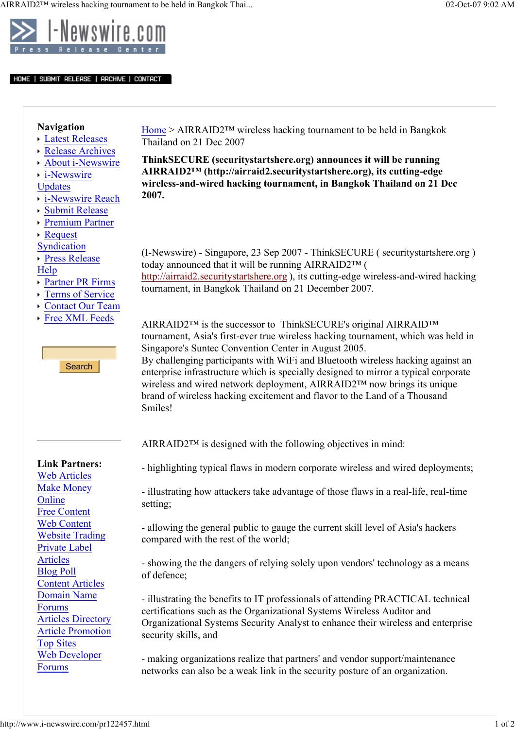I-Newswire.com

Press Release Center

HOME | SUBMIT RELEASE | ARCHIVE | CONTACT

**Navigation**

- Latest Releases
- Release Archives
- About i-Newswire
- i-Newswire Updates
- i-Newswire Reach
- Submit Release
- Premium Partner
- Request Syndication
- Press Release Help
- Partner PR Firms
- Terms of Service
- Contact Our Team
- Free XML Feeds

Search

**Link Partners:**
Web Articles
Make Money Online
Free Content
Web Content
Website Trading
Private Label Articles
Blog Poll
Content Articles
Domain Name Forums
Articles Directory
Article Promotion
Top Sites
Web Developer Forums

Home > AIRRAID2™ wireless hacking tournament to be held in Bangkok Thailand on 21 Dec 2007

**ThinkSECURE (securitystartshere.org) announces it will be running AIRRAID2™ (http://airraid2.securitystartshere.org), its cutting-edge wireless-and-wired hacking tournament, in Bangkok Thailand on 21 Dec 2007.**

(I-Newswire) - Singapore, 23 Sep 2007 - ThinkSECURE ( securitystartshere.org ) today announced that it will be running AIRRAID2™ ( http://airraid2.securitystartshere.org ), its cutting-edge wireless-and-wired hacking tournament, in Bangkok Thailand on 21 December 2007.

AIRRAID2™ is the successor to ThinkSECURE's original AIRRAID™ tournament, Asia's first-ever true wireless hacking tournament, which was held in Singapore's Suntec Convention Center in August 2005.
By challenging participants with WiFi and Bluetooth wireless hacking against an enterprise infrastructure which is specially designed to mirror a typical corporate wireless and wired network deployment, AIRRAID2™ now brings its unique brand of wireless hacking excitement and flavor to the Land of a Thousand Smiles!

AIRRAID2™ is designed with the following objectives in mind:

- highlighting typical flaws in modern corporate wireless and wired deployments;

- illustrating how attackers take advantage of those flaws in a real-life, real-time setting;

- allowing the general public to gauge the current skill level of Asia's hackers compared with the rest of the world;

- showing the the dangers of relying solely upon vendors' technology as a means of defence;

- illustrating the benefits to IT professionals of attending PRACTICAL technical certifications such as the Organizational Systems Wireless Auditor and Organizational Systems Security Analyst to enhance their wireless and enterprise security skills, and

- making organizations realize that partners' and vendor support/maintenance networks can also be a weak link in the security posture of an organization.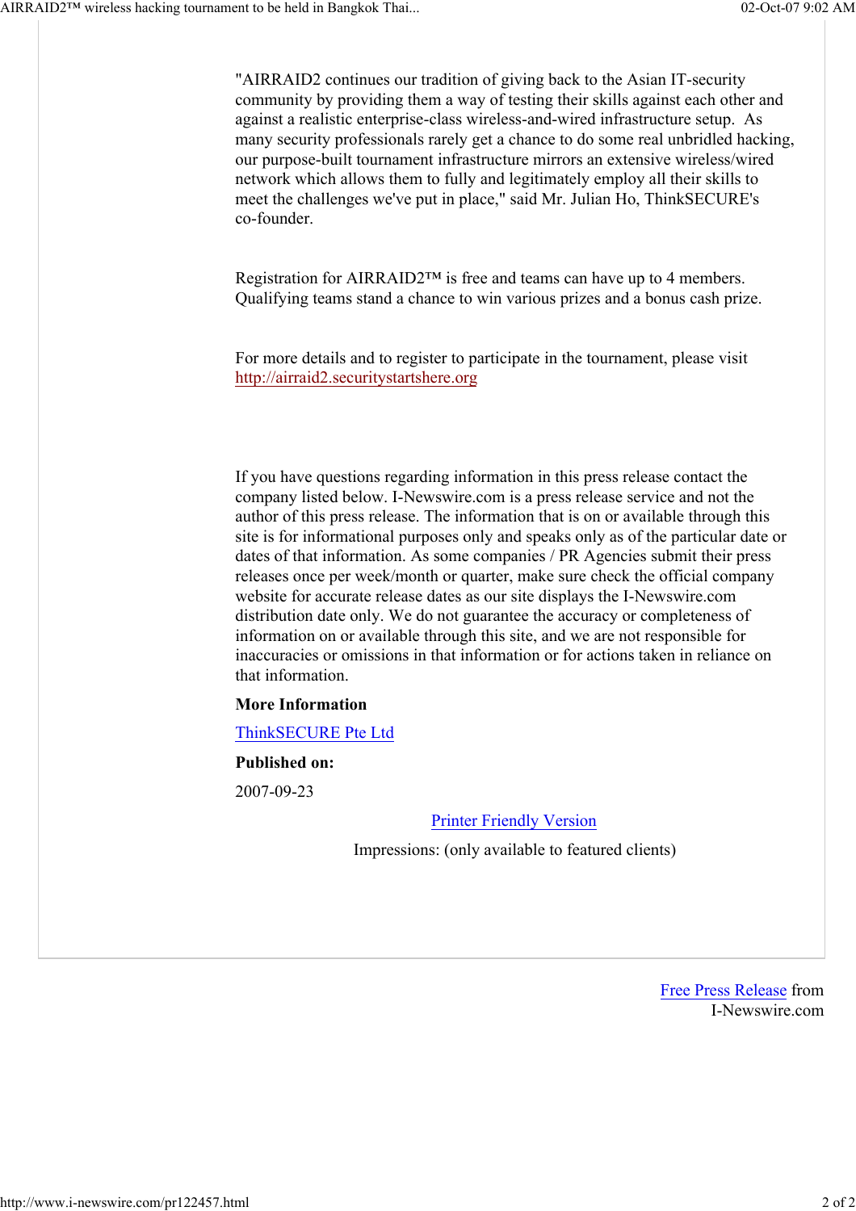"AIRRAID2 continues our tradition of giving back to the Asian IT-security community by providing them a way of testing their skills against each other and against a realistic enterprise-class wireless-and-wired infrastructure setup. As many security professionals rarely get a chance to do some real unbridled hacking, our purpose-built tournament infrastructure mirrors an extensive wireless/wired network which allows them to fully and legitimately employ all their skills to meet the challenges we've put in place," said Mr. Julian Ho, ThinkSECURE's co-founder.

Registration for AIRRAID2™ is free and teams can have up to 4 members. Qualifying teams stand a chance to win various prizes and a bonus cash prize.

For more details and to register to participate in the tournament, please visit http://airraid2.securitystartshere.org

If you have questions regarding information in this press release contact the company listed below. I-Newswire.com is a press release service and not the author of this press release. The information that is on or available through this site is for informational purposes only and speaks only as of the particular date or dates of that information. As some companies / PR Agencies submit their press releases once per week/month or quarter, make sure check the official company website for accurate release dates as our site displays the I-Newswire.com distribution date only. We do not guarantee the accuracy or completeness of information on or available through this site, and we are not responsible for inaccuracies or omissions in that information or for actions taken in reliance on that information.

**More Information**

ThinkSECURE Pte Ltd

**Published on:**

2007-09-23

Printer Friendly Version

Impressions: (only available to featured clients)

Free Press Release from I-Newswire.com